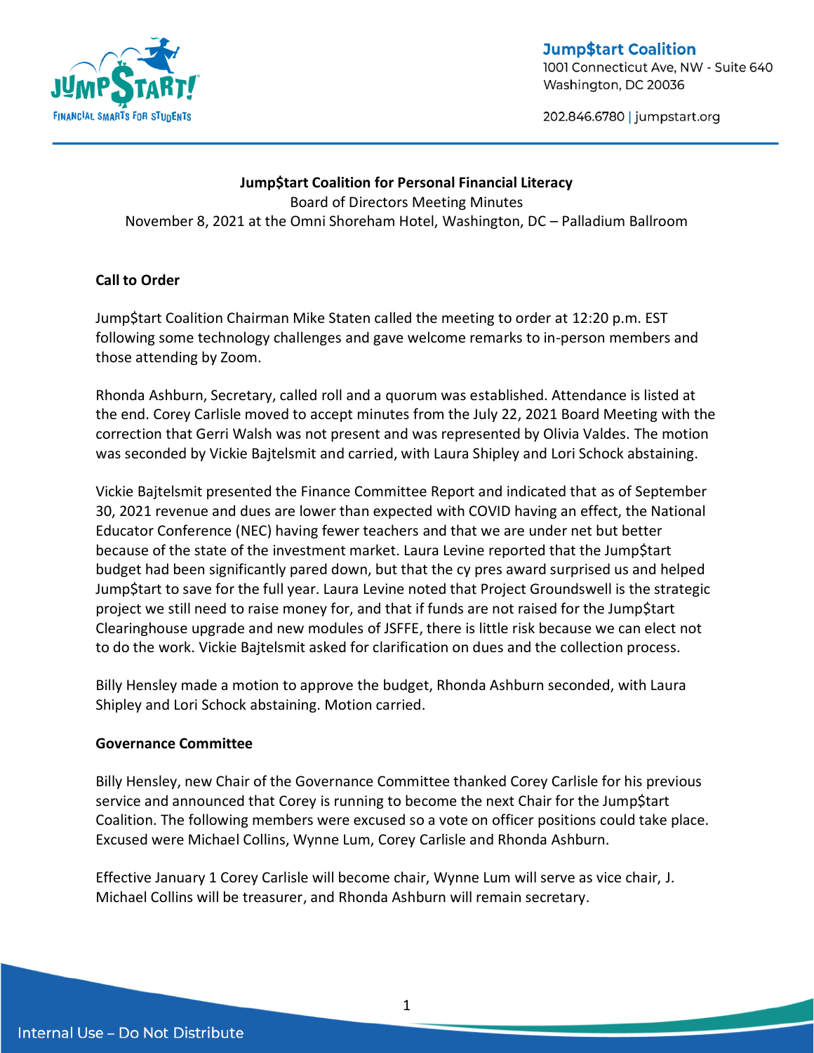**Jump$tart Coalition for Personal Financial Literacy**
Board of Directors Meeting Minutes
November 8, 2021 at the Omni Shoreham Hotel, Washington, DC – Palladium Ballroom

**Call to Order**

Jump$tart Coalition Chairman Mike Staten called the meeting to order at 12:20 p.m. EST following some technology challenges and gave welcome remarks to in-person members and those attending by Zoom.

Rhonda Ashburn, Secretary, called roll and a quorum was established. Attendance is listed at the end. Corey Carlisle moved to accept minutes from the July 22, 2021 Board Meeting with the correction that Gerri Walsh was not present and was represented by Olivia Valdes. The motion was seconded by Vickie Bajtelsmit and carried, with Laura Shipley and Lori Schock abstaining.

Vickie Bajtelsmit presented the Finance Committee Report and indicated that as of September 30, 2021 revenue and dues are lower than expected with COVID having an effect, the National Educator Conference (NEC) having fewer teachers and that we are under net but better because of the state of the investment market. Laura Levine reported that the Jump$tart budget had been significantly pared down, but that the cy pres award surprised us and helped Jump$tart to save for the full year. Laura Levine noted that Project Groundswell is the strategic project we still need to raise money for, and that if funds are not raised for the Jump$tart Clearinghouse upgrade and new modules of JSFFE, there is little risk because we can elect not to do the work. Vickie Bajtelsmit asked for clarification on dues and the collection process.

Billy Hensley made a motion to approve the budget, Rhonda Ashburn seconded, with Laura Shipley and Lori Schock abstaining. Motion carried.

**Governance Committee**

Billy Hensley, new Chair of the Governance Committee thanked Corey Carlisle for his previous service and announced that Corey is running to become the next Chair for the Jump$tart Coalition. The following members were excused so a vote on officer positions could take place. Excused were Michael Collins, Wynne Lum, Corey Carlisle and Rhonda Ashburn.

Effective January 1 Corey Carlisle will become chair, Wynne Lum will serve as vice chair, J. Michael Collins will be treasurer, and Rhonda Ashburn will remain secretary.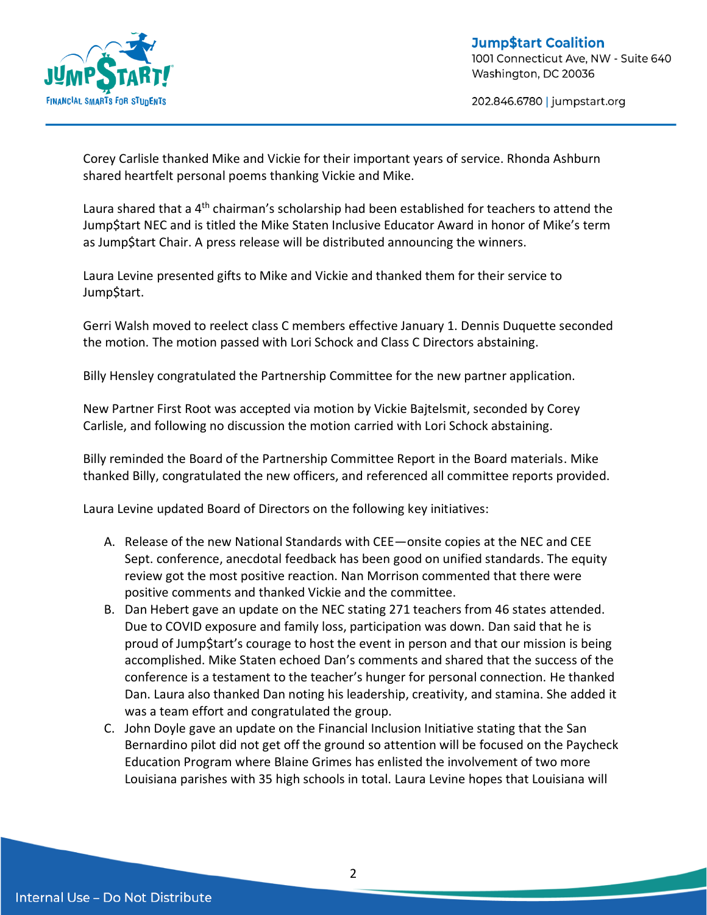Corey Carlisle thanked Mike and Vickie for their important years of service. Rhonda Ashburn shared heartfelt personal poems thanking Vickie and Mike.

Laura shared that a 4th chairman's scholarship had been established for teachers to attend the Jump$tart NEC and is titled the Mike Staten Inclusive Educator Award in honor of Mike's term as Jump$tart Chair. A press release will be distributed announcing the winners.

Laura Levine presented gifts to Mike and Vickie and thanked them for their service to Jump$tart.

Gerri Walsh moved to reelect class C members effective January 1. Dennis Duquette seconded the motion. The motion passed with Lori Schock and Class C Directors abstaining.

Billy Hensley congratulated the Partnership Committee for the new partner application.

New Partner First Root was accepted via motion by Vickie Bajtelsmit, seconded by Corey Carlisle, and following no discussion the motion carried with Lori Schock abstaining.

Billy reminded the Board of the Partnership Committee Report in the Board materials. Mike thanked Billy, congratulated the new officers, and referenced all committee reports provided.

Laura Levine updated Board of Directors on the following key initiatives:

A. Release of the new National Standards with CEE—onsite copies at the NEC and CEE Sept. conference, anecdotal feedback has been good on unified standards. The equity review got the most positive reaction. Nan Morrison commented that there were positive comments and thanked Vickie and the committee.
B. Dan Hebert gave an update on the NEC stating 271 teachers from 46 states attended. Due to COVID exposure and family loss, participation was down. Dan said that he is proud of Jump$tart's courage to host the event in person and that our mission is being accomplished. Mike Staten echoed Dan's comments and shared that the success of the conference is a testament to the teacher's hunger for personal connection. He thanked Dan. Laura also thanked Dan noting his leadership, creativity, and stamina. She added it was a team effort and congratulated the group.
C. John Doyle gave an update on the Financial Inclusion Initiative stating that the San Bernardino pilot did not get off the ground so attention will be focused on the Paycheck Education Program where Blaine Grimes has enlisted the involvement of two more Louisiana parishes with 35 high schools in total. Laura Levine hopes that Louisiana will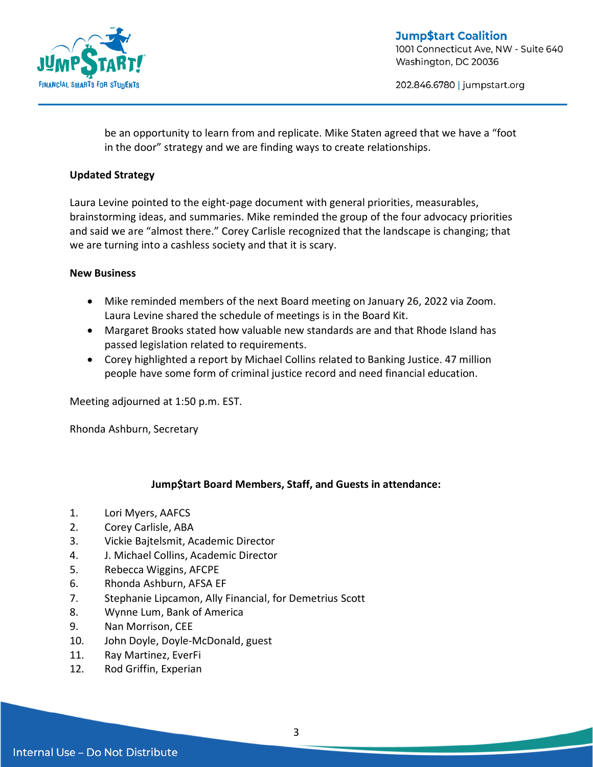be an opportunity to learn from and replicate. Mike Staten agreed that we have a "foot in the door" strategy and we are finding ways to create relationships.

**Updated Strategy**

Laura Levine pointed to the eight-page document with general priorities, measurables, brainstorming ideas, and summaries. Mike reminded the group of the four advocacy priorities and said we are "almost there." Corey Carlisle recognized that the landscape is changing; that we are turning into a cashless society and that it is scary.

**New Business**

- Mike reminded members of the next Board meeting on January 26, 2022 via Zoom. Laura Levine shared the schedule of meetings is in the Board Kit.
- Margaret Brooks stated how valuable new standards are and that Rhode Island has passed legislation related to requirements.
- Corey highlighted a report by Michael Collins related to Banking Justice. 47 million people have some form of criminal justice record and need financial education.

Meeting adjourned at 1:50 p.m. EST.

Rhonda Ashburn, Secretary

**Jump$tart Board Members, Staff, and Guests in attendance:**

1. Lori Myers, AAFCS
2. Corey Carlisle, ABA
3. Vickie Bajtelsmit, Academic Director
4. J. Michael Collins, Academic Director
5. Rebecca Wiggins, AFCPE
6. Rhonda Ashburn, AFSA EF
7. Stephanie Lipcamon, Ally Financial, for Demetrius Scott
8. Wynne Lum, Bank of America
9. Nan Morrison, CEE
10. John Doyle, Doyle-McDonald, guest
11. Ray Martinez, EverFi
12. Rod Griffin, Experian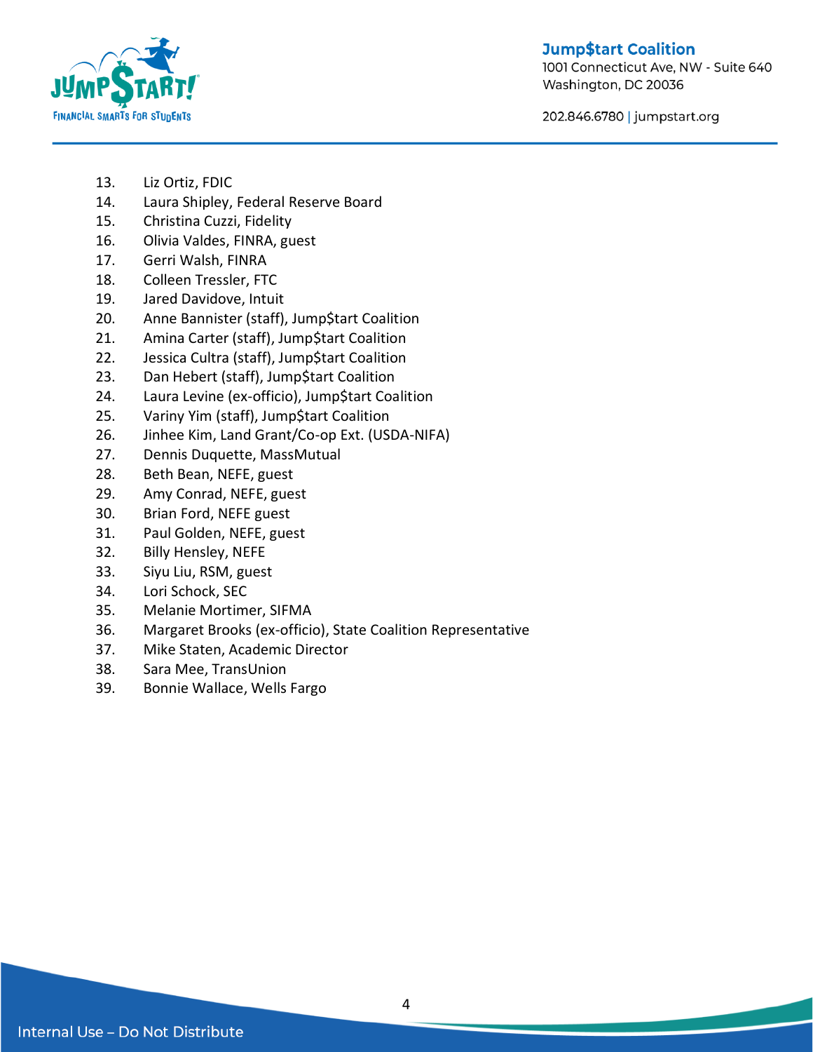13. Liz Ortiz, FDIC
14. Laura Shipley, Federal Reserve Board
15. Christina Cuzzi, Fidelity
16. Olivia Valdes, FINRA, guest
17. Gerri Walsh, FINRA
18. Colleen Tressler, FTC
19. Jared Davidove, Intuit
20. Anne Bannister (staff), Jump$tart Coalition
21. Amina Carter (staff), Jump$tart Coalition
22. Jessica Cultra (staff), Jump$tart Coalition
23. Dan Hebert (staff), Jump$tart Coalition
24. Laura Levine (ex-officio), Jump$tart Coalition
25. Variny Yim (staff), Jump$tart Coalition
26. Jinhee Kim, Land Grant/Co-op Ext. (USDA-NIFA)
27. Dennis Duquette, MassMutual
28. Beth Bean, NEFE, guest
29. Amy Conrad, NEFE, guest
30. Brian Ford, NEFE guest
31. Paul Golden, NEFE, guest
32. Billy Hensley, NEFE
33. Siyu Liu, RSM, guest
34. Lori Schock, SEC
35. Melanie Mortimer, SIFMA
36. Margaret Brooks (ex-officio), State Coalition Representative
37. Mike Staten, Academic Director
38. Sara Mee, TransUnion
39. Bonnie Wallace, Wells Fargo